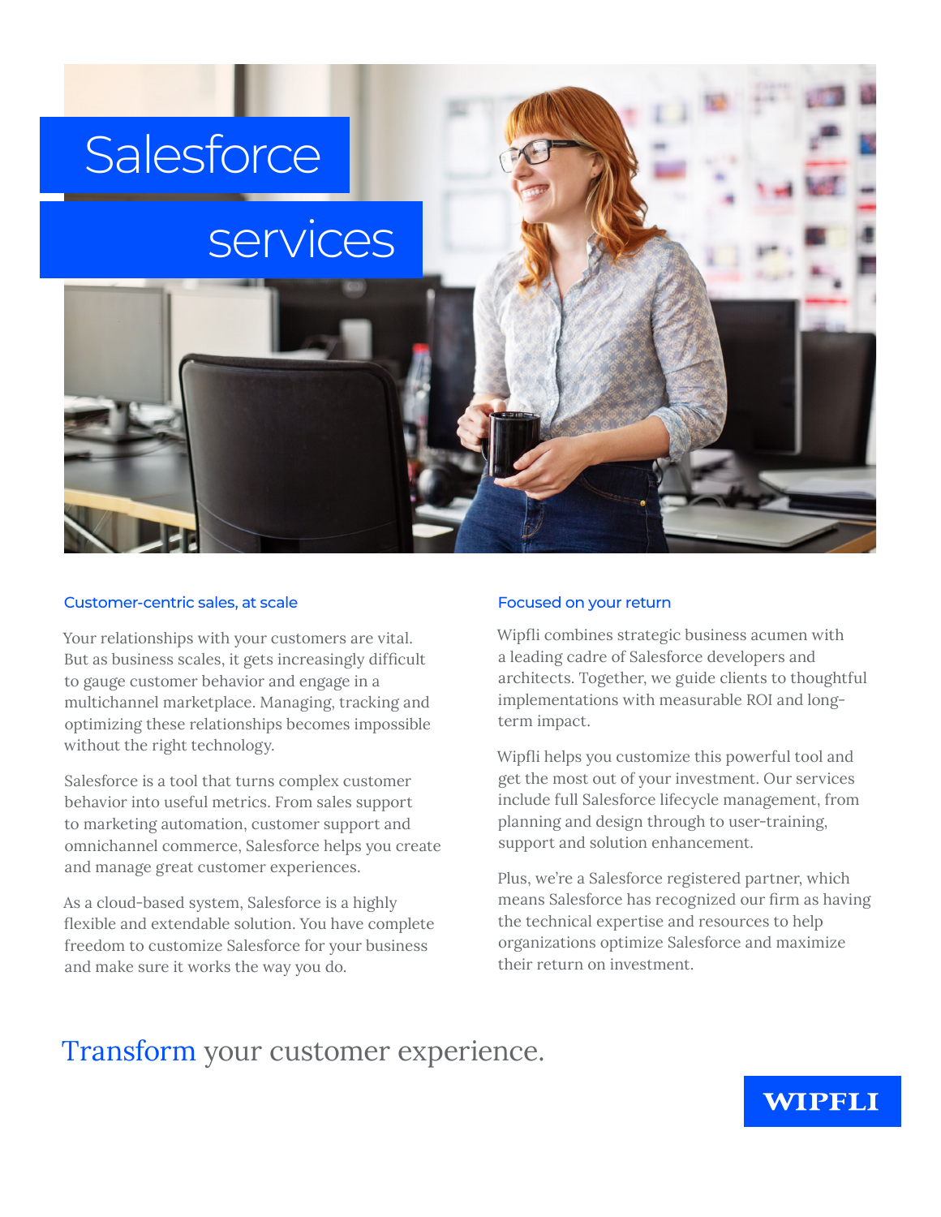# Salesforce services

## Customer-centric sales, at scale

Your relationships with your customers are vital. But as business scales, it gets increasingly difficult to gauge customer behavior and engage in a multichannel marketplace. Managing, tracking and optimizing these relationships becomes impossible without the right technology.

Salesforce is a tool that turns complex customer behavior into useful metrics. From sales support to marketing automation, customer support and omnichannel commerce, Salesforce helps you create and manage great customer experiences.

As a cloud-based system, Salesforce is a highly flexible and extendable solution. You have complete freedom to customize Salesforce for your business and make sure it works the way you do.

## Focused on your return

Wipfli combines strategic business acumen with a leading cadre of Salesforce developers and architects. Together, we guide clients to thoughtful implementations with measurable ROI and long-term impact.

Wipfli helps you customize this powerful tool and get the most out of your investment. Our services include full Salesforce lifecycle management, from planning and design through to user-training, support and solution enhancement.

Plus, we're a Salesforce registered partner, which means Salesforce has recognized our firm as having the technical expertise and resources to help organizations optimize Salesforce and maximize their return on investment.

Transform your customer experience.

WIPFLI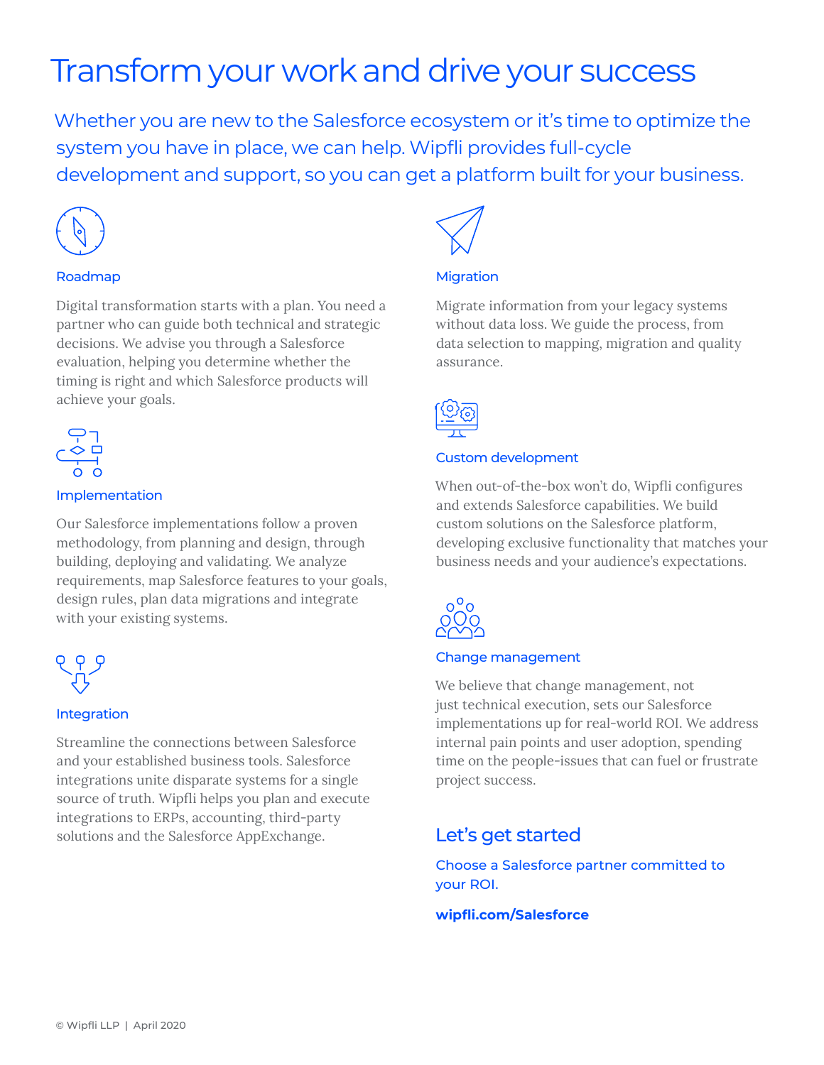# Transform your work and drive your success

Whether you are new to the Salesforce ecosystem or it's time to optimize the system you have in place, we can help. Wipfli provides full-cycle development and support, so you can get a platform built for your business.

### Roadmap

Digital transformation starts with a plan. You need a partner who can guide both technical and strategic decisions. We advise you through a Salesforce evaluation, helping you determine whether the timing is right and which Salesforce products will achieve your goals.

### Implementation

Our Salesforce implementations follow a proven methodology, from planning and design, through building, deploying and validating. We analyze requirements, map Salesforce features to your goals, design rules, plan data migrations and integrate with your existing systems.

### Integration

Streamline the connections between Salesforce and your established business tools. Salesforce integrations unite disparate systems for a single source of truth. Wipfli helps you plan and execute integrations to ERPs, accounting, third-party solutions and the Salesforce AppExchange.

### Migration

Migrate information from your legacy systems without data loss. We guide the process, from data selection to mapping, migration and quality assurance.

### Custom development

When out-of-the-box won't do, Wipfli configures and extends Salesforce capabilities. We build custom solutions on the Salesforce platform, developing exclusive functionality that matches your business needs and your audience's expectations.

### Change management

We believe that change management, not just technical execution, sets our Salesforce implementations up for real-world ROI. We address internal pain points and user adoption, spending time on the people-issues that can fuel or frustrate project success.

## Let's get started

Choose a Salesforce partner committed to your ROI.

**wipfli.com/Salesforce**

© Wipfli LLP | April 2020